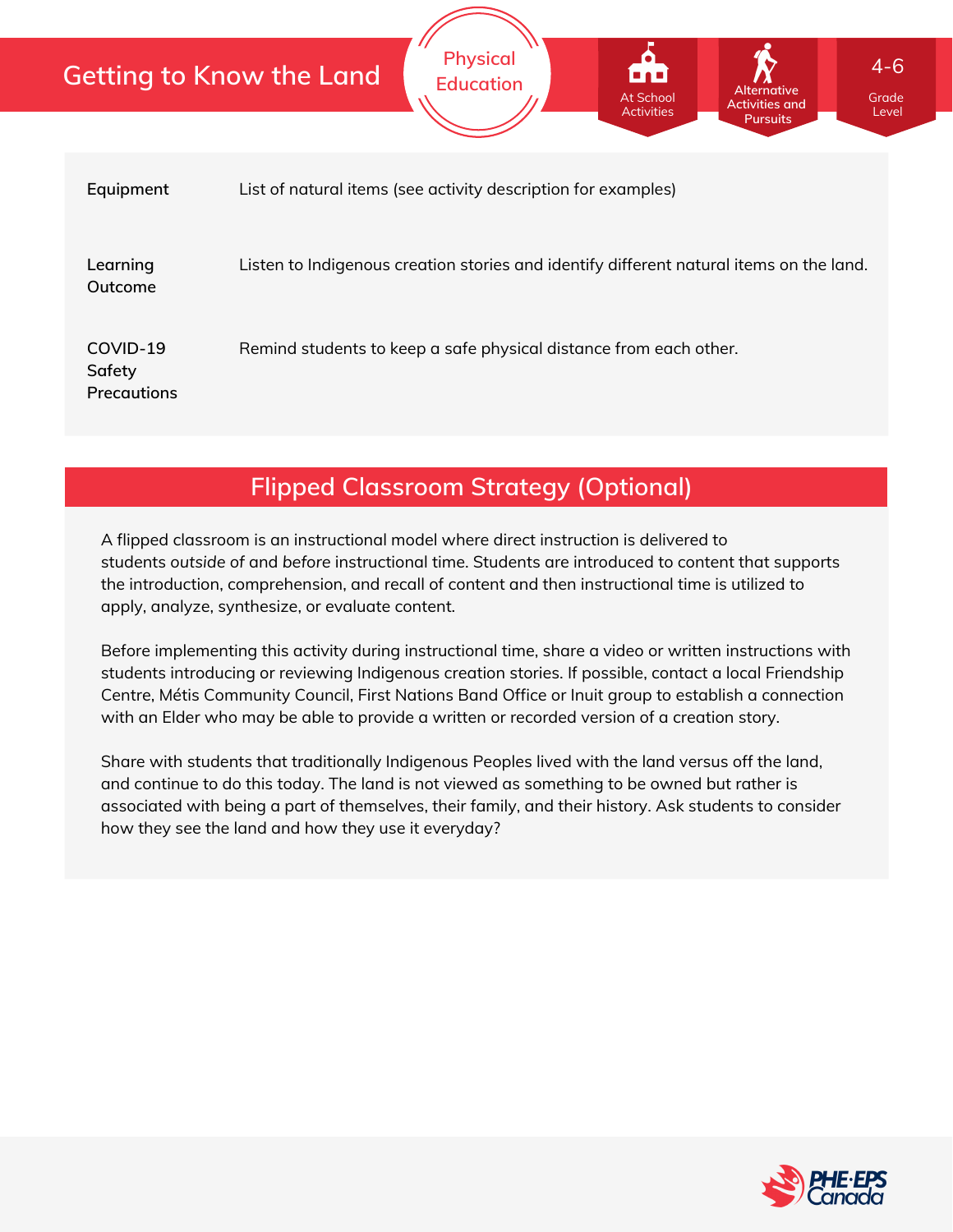# Getting to Know the Land

Physical Education

At School Activities | Alternative Activities and Pursuits | 4-6 Grade Level

| | |
|---|---|
| **Equipment** | List of natural items (see activity description for examples) |
| **Learning Outcome** | Listen to Indigenous creation stories and identify different natural items on the land. |
| **COVID-19 Safety Precautions** | Remind students to keep a safe physical distance from each other. |

## Flipped Classroom Strategy (Optional)

A flipped classroom is an instructional model where direct instruction is delivered to students *outside* of and *before* instructional time. Students are introduced to content that supports the introduction, comprehension, and recall of content and then instructional time is utilized to apply, analyze, synthesize, or evaluate content.

Before implementing this activity during instructional time, share a video or written instructions with students introducing or reviewing Indigenous creation stories. If possible, contact a local Friendship Centre, Métis Community Council, First Nations Band Office or Inuit group to establish a connection with an Elder who may be able to provide a written or recorded version of a creation story.

Share with students that traditionally Indigenous Peoples lived with the land versus off the land, and continue to do this today. The land is not viewed as something to be owned but rather is associated with being a part of themselves, their family, and their history. Ask students to consider how they see the land and how they use it everyday?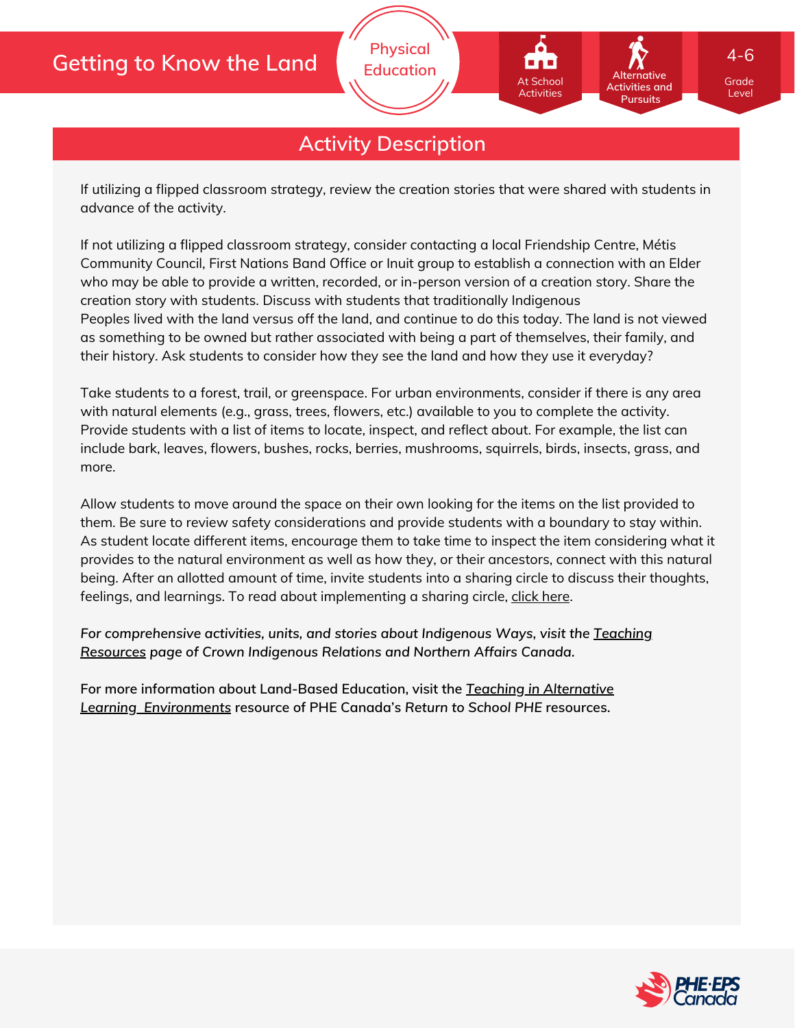# Getting to Know the Land

Physical Education

At School Activities | Alternative Activities and Pursuits | 4-6 Grade Level

## Activity Description

If utilizing a flipped classroom strategy, review the creation stories that were shared with students in advance of the activity.

If not utilizing a flipped classroom strategy, consider contacting a local Friendship Centre, Métis Community Council, First Nations Band Office or Inuit group to establish a connection with an Elder who may be able to provide a written, recorded, or in-person version of a creation story. Share the creation story with students. Discuss with students that traditionally Indigenous Peoples lived with the land versus off the land, and continue to do this today. The land is not viewed as something to be owned but rather associated with being a part of themselves, their family, and their history. Ask students to consider how they see the land and how they use it everyday?

Take students to a forest, trail, or greenspace. For urban environments, consider if there is any area with natural elements (e.g., grass, trees, flowers, etc.) available to you to complete the activity. Provide students with a list of items to locate, inspect, and reflect about. For example, the list can include bark, leaves, flowers, bushes, rocks, berries, mushrooms, squirrels, birds, insects, grass, and more.

Allow students to move around the space on their own looking for the items on the list provided to them. Be sure to review safety considerations and provide students with a boundary to stay within. As student locate different items, encourage them to take time to inspect the item considering what it provides to the natural environment as well as how they, or their ancestors, connect with this natural being. After an allotted amount of time, invite students into a sharing circle to discuss their thoughts, feelings, and learnings. To read about implementing a sharing circle, click here.

*For comprehensive activities, units, and stories about Indigenous Ways, visit the Teaching Resources page of Crown Indigenous Relations and Northern Affairs Canada.*

For more information about Land-Based Education, visit the *Teaching in Alternative Learning Environments* resource of PHE Canada's *Return to School PHE* resources.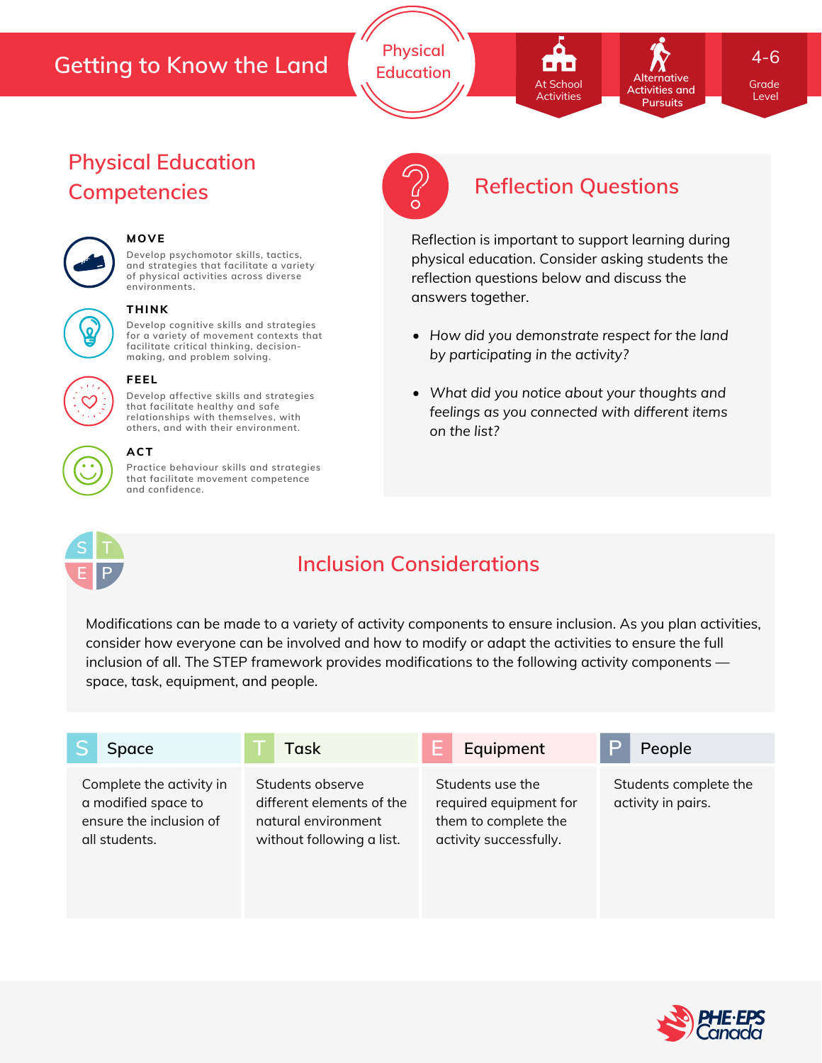# Getting to Know the Land

Physical Education

At School Activities | Alternative Activities and Pursuits | 4-6 Grade Level

## Physical Education Competencies

**MOVE**

Develop psychomotor skills, tactics, and strategies that facilitate a variety of physical activities across diverse environments.

**THINK**

Develop cognitive skills and strategies for a variety of movement contexts that facilitate critical thinking, decision-making, and problem solving.

**FEEL**

Develop affective skills and strategies that facilitate healthy and safe relationships with themselves, with others, and with their environment.

**ACT**

Practice behaviour skills and strategies that facilitate movement competence and confidence.

## Reflection Questions

Reflection is important to support learning during physical education. Consider asking students the reflection questions below and discuss the answers together.

- *How did you demonstrate respect for the land by participating in the activity?*
- *What did you notice about your thoughts and feelings as you connected with different items on the list?*

## Inclusion Considerations

Modifications can be made to a variety of activity components to ensure inclusion. As you plan activities, consider how everyone can be involved and how to modify or adapt the activities to ensure the full inclusion of all. The STEP framework provides modifications to the following activity components — space, task, equipment, and people.

| S Space | T Task | E Equipment | P People |
| --- | --- | --- | --- |
| Complete the activity in a modified space to ensure the inclusion of all students. | Students observe different elements of the natural environment without following a list. | Students use the required equipment for them to complete the activity successfully. | Students complete the activity in pairs. |

PHE·EPS Canada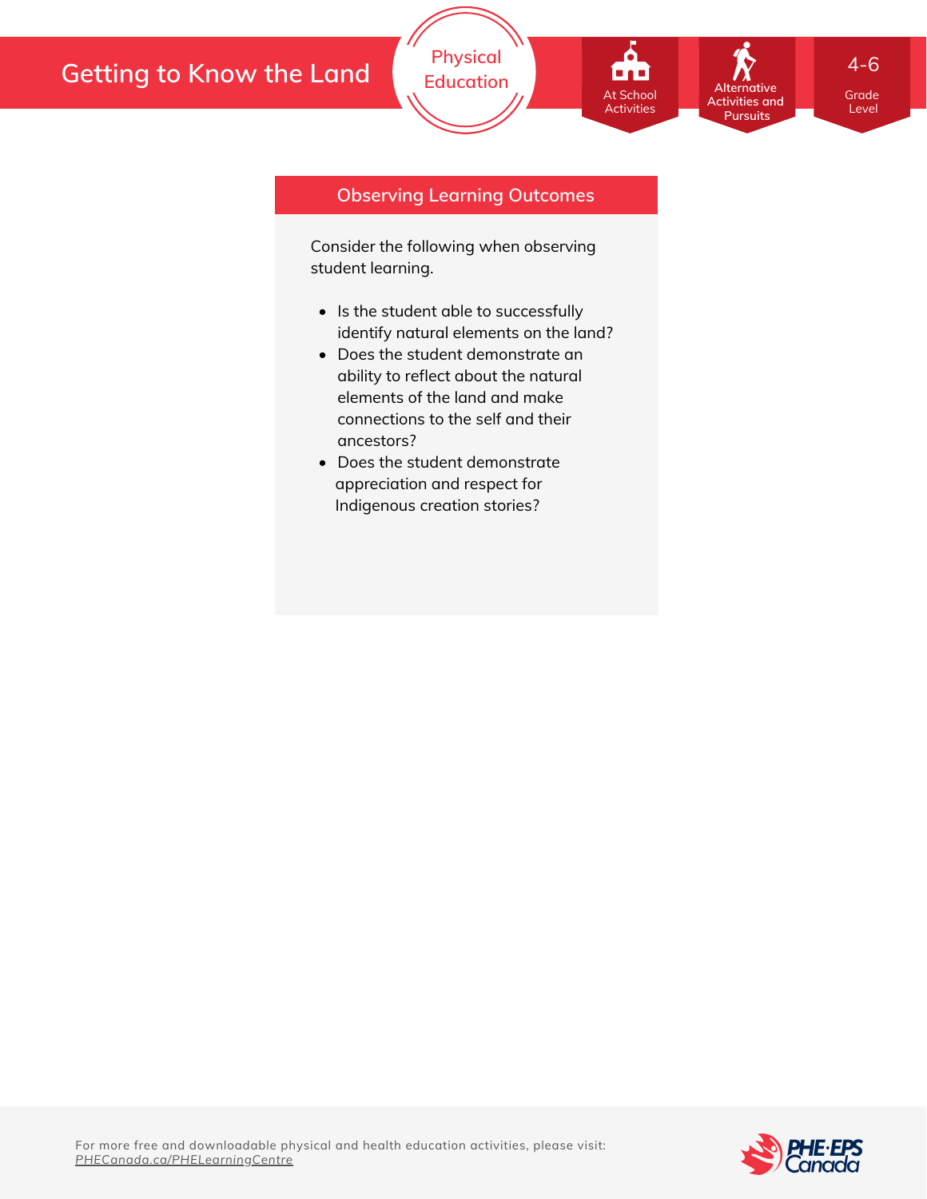## Observing Learning Outcomes

Consider the following when observing student learning.

- Is the student able to successfully identify natural elements on the land?
- Does the student demonstrate an ability to reflect about the natural elements of the land and make connections to the self and their ancestors?
- Does the student demonstrate appreciation and respect for Indigenous creation stories?